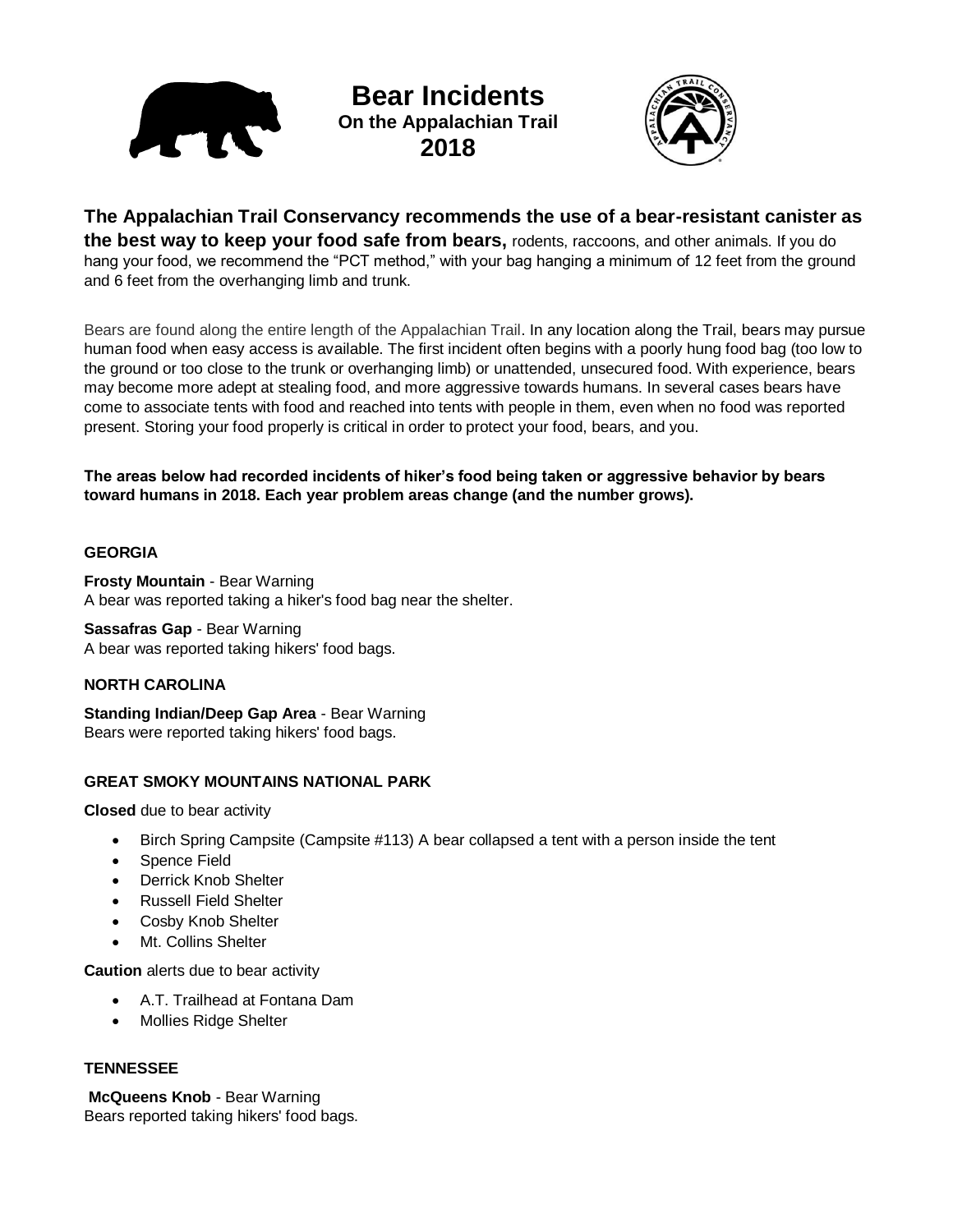# Bear Incidents
## On the Appalachian Trail
## 2018

**The Appalachian Trail Conservancy recommends the use of a bear-resistant canister as the best way to keep your food safe from bears,** rodents, raccoons, and other animals. If you do hang your food, we recommend the "PCT method," with your bag hanging a minimum of 12 feet from the ground and 6 feet from the overhanging limb and trunk.

Bears are found along the entire length of the Appalachian Trail. In any location along the Trail, bears may pursue human food when easy access is available. The first incident often begins with a poorly hung food bag (too low to the ground or too close to the trunk or overhanging limb) or unattended, unsecured food. With experience, bears may become more adept at stealing food, and more aggressive towards humans. In several cases bears have come to associate tents with food and reached into tents with people in them, even when no food was reported present. Storing your food properly is critical in order to protect your food, bears, and you.

**The areas below had recorded incidents of hiker's food being taken or aggressive behavior by bears toward humans in 2018. Each year problem areas change (and the number grows).**

### GEORGIA

**Frosty Mountain** - Bear Warning
A bear was reported taking a hiker's food bag near the shelter.

**Sassafras Gap** - Bear Warning
A bear was reported taking hikers' food bags.

### NORTH CAROLINA

**Standing Indian/Deep Gap Area** - Bear Warning
Bears were reported taking hikers' food bags.

### GREAT SMOKY MOUNTAINS NATIONAL PARK

**Closed** due to bear activity

- Birch Spring Campsite (Campsite #113) A bear collapsed a tent with a person inside the tent
- Spence Field
- Derrick Knob Shelter
- Russell Field Shelter
- Cosby Knob Shelter
- Mt. Collins Shelter

**Caution** alerts due to bear activity

- A.T. Trailhead at Fontana Dam
- Mollies Ridge Shelter

### TENNESSEE

**McQueens Knob** - Bear Warning
Bears reported taking hikers' food bags.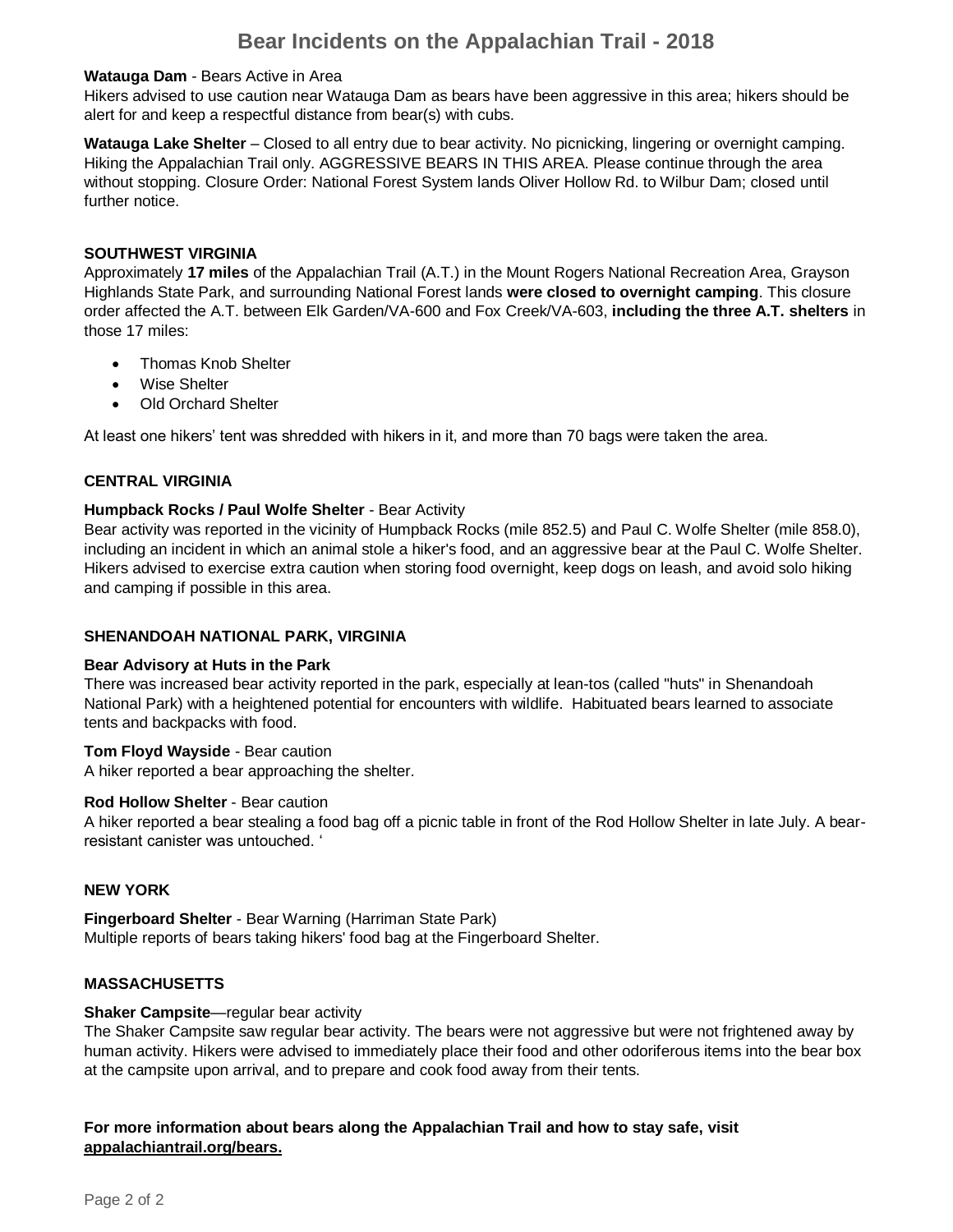# Bear Incidents on the Appalachian Trail - 2018

**Watauga Dam** - Bears Active in Area

Hikers advised to use caution near Watauga Dam as bears have been aggressive in this area; hikers should be alert for and keep a respectful distance from bear(s) with cubs.

**Watauga Lake Shelter** – Closed to all entry due to bear activity. No picnicking, lingering or overnight camping. Hiking the Appalachian Trail only. AGGRESSIVE BEARS IN THIS AREA. Please continue through the area without stopping. Closure Order: National Forest System lands Oliver Hollow Rd. to Wilbur Dam; closed until further notice.

## SOUTHWEST VIRGINIA

Approximately **17 miles** of the Appalachian Trail (A.T.) in the Mount Rogers National Recreation Area, Grayson Highlands State Park, and surrounding National Forest lands **were closed to overnight camping**. This closure order affected the A.T. between Elk Garden/VA-600 and Fox Creek/VA-603, **including the three A.T. shelters** in those 17 miles:

- Thomas Knob Shelter
- Wise Shelter
- Old Orchard Shelter

At least one hikers' tent was shredded with hikers in it, and more than 70 bags were taken the area.

## CENTRAL VIRGINIA

**Humpback Rocks / Paul Wolfe Shelter** - Bear Activity

Bear activity was reported in the vicinity of Humpback Rocks (mile 852.5) and Paul C. Wolfe Shelter (mile 858.0), including an incident in which an animal stole a hiker's food, and an aggressive bear at the Paul C. Wolfe Shelter. Hikers advised to exercise extra caution when storing food overnight, keep dogs on leash, and avoid solo hiking and camping if possible in this area.

## SHENANDOAH NATIONAL PARK, VIRGINIA

**Bear Advisory at Huts in the Park**

There was increased bear activity reported in the park, especially at lean-tos (called "huts" in Shenandoah National Park) with a heightened potential for encounters with wildlife. Habituated bears learned to associate tents and backpacks with food.

**Tom Floyd Wayside** - Bear caution

A hiker reported a bear approaching the shelter.

**Rod Hollow Shelter** - Bear caution

A hiker reported a bear stealing a food bag off a picnic table in front of the Rod Hollow Shelter in late July. A bear-resistant canister was untouched. '

## NEW YORK

**Fingerboard Shelter** - Bear Warning (Harriman State Park)

Multiple reports of bears taking hikers' food bag at the Fingerboard Shelter.

## MASSACHUSETTS

**Shaker Campsite**—regular bear activity

The Shaker Campsite saw regular bear activity. The bears were not aggressive but were not frightened away by human activity. Hikers were advised to immediately place their food and other odoriferous items into the bear box at the campsite upon arrival, and to prepare and cook food away from their tents.

**For more information about bears along the Appalachian Trail and how to stay safe, visit appalachiantrail.org/bears.**